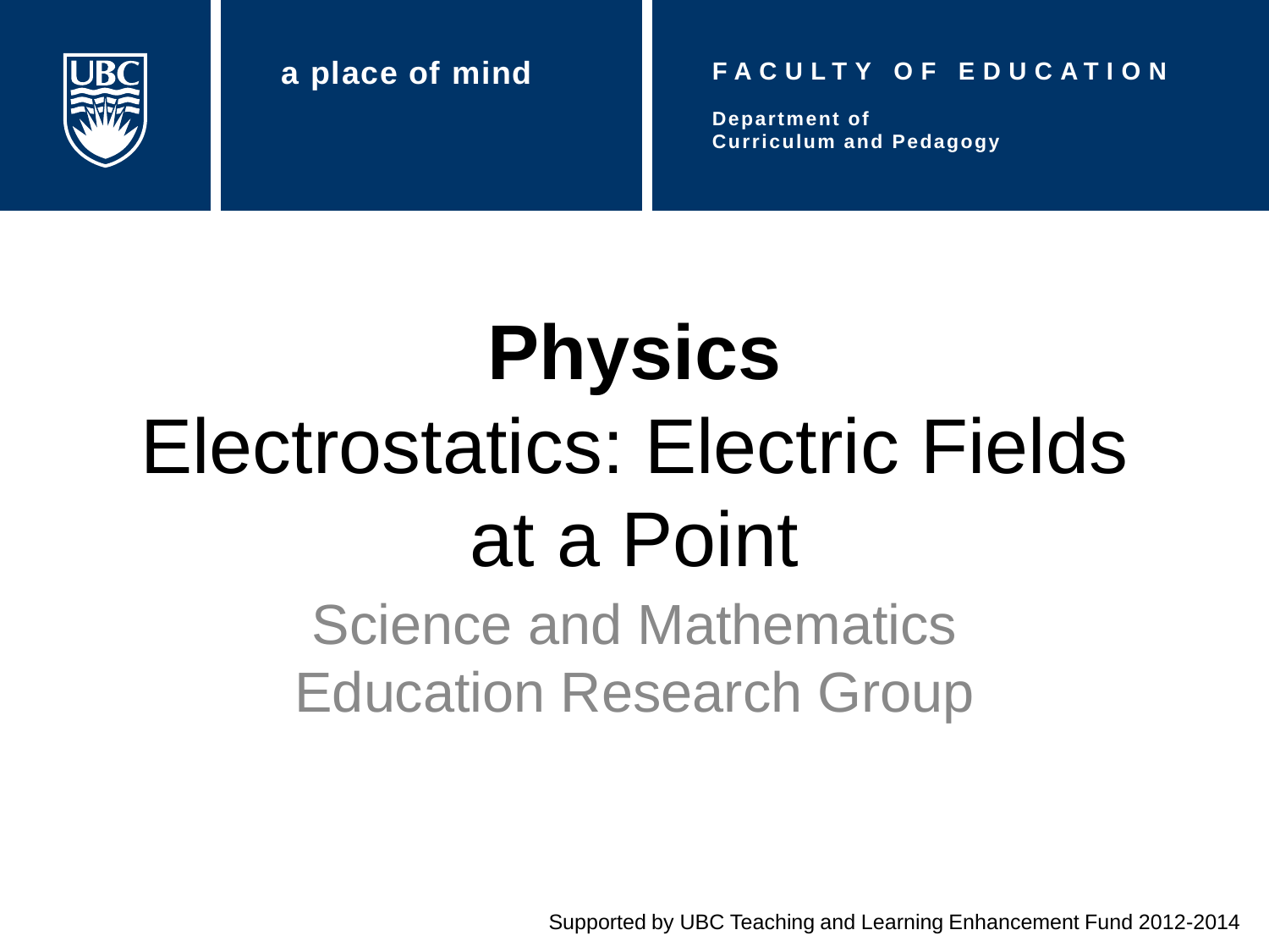UBC

a place of mind

FACULTY OF EDUCATION

Department of Curriculum and Pedagogy

# Physics

## Electrostatics: Electric Fields at a Point

Science and Mathematics Education Research Group

Supported by UBC Teaching and Learning Enhancement Fund 2012-2014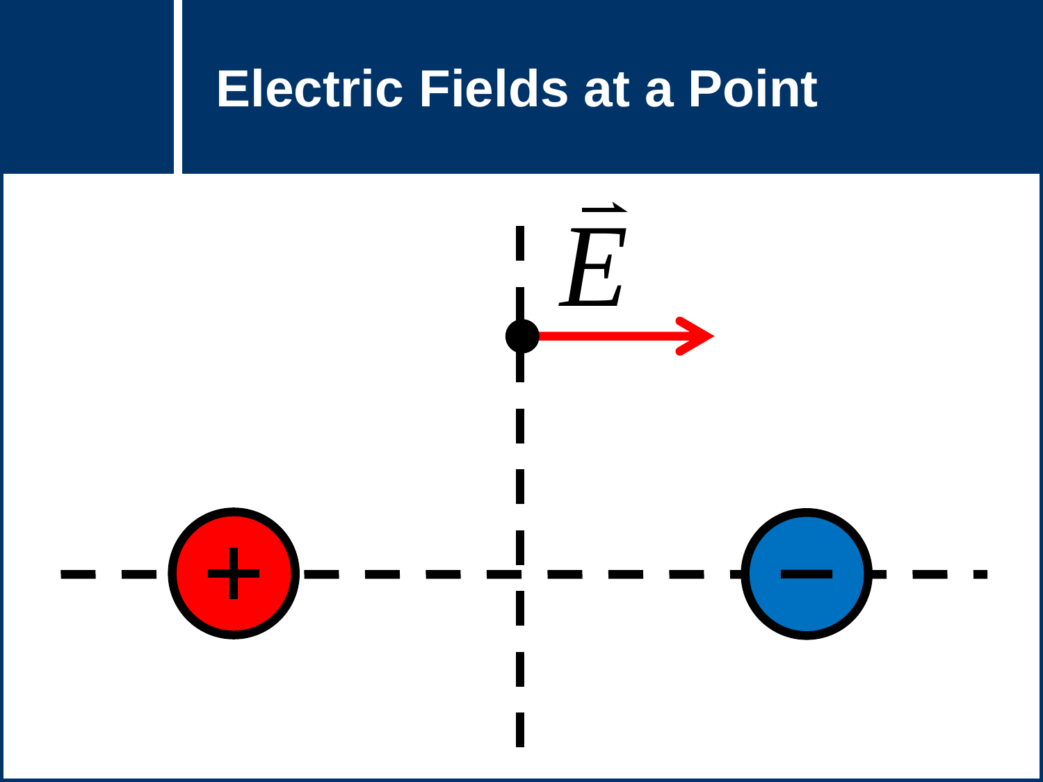# Electric Fields at a Point

$\vec{E}$

+

−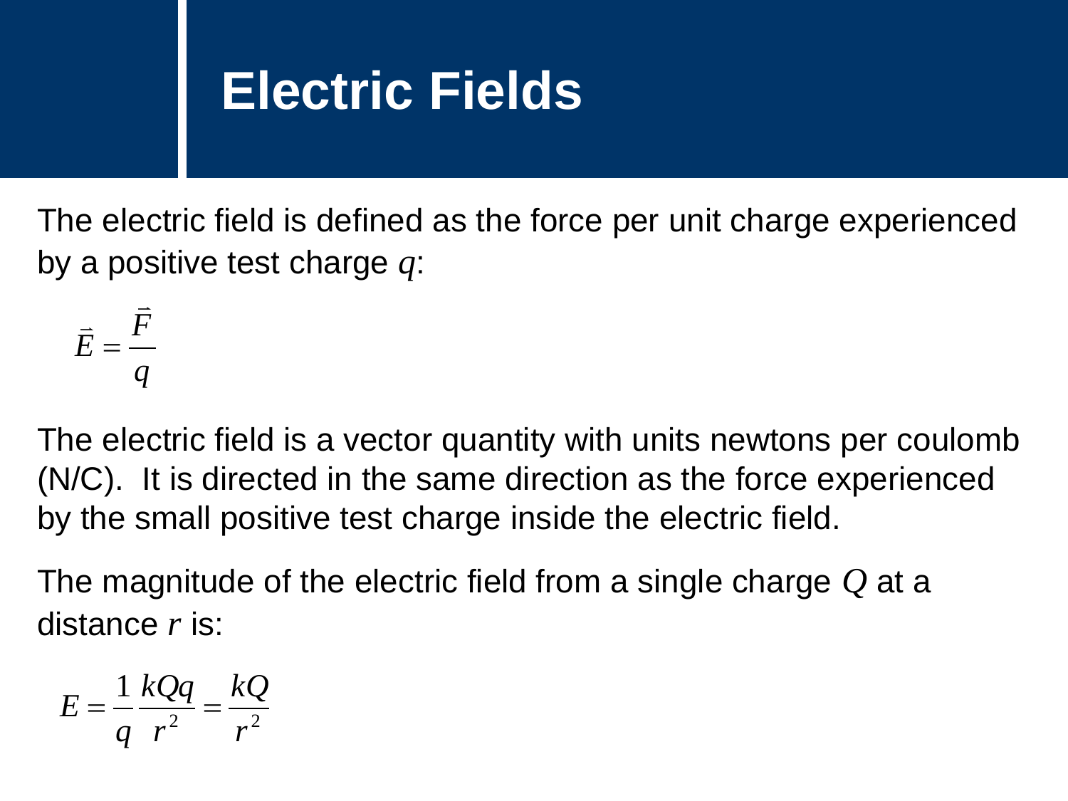# Electric Fields

The electric field is defined as the force per unit charge experienced by a positive test charge $q$:

$$\vec{E} = \frac{\vec{F}}{q}$$

The electric field is a vector quantity with units newtons per coulomb (N/C). It is directed in the same direction as the force experienced by the small positive test charge inside the electric field.

The magnitude of the electric field from a single charge $Q$ at a distance $r$ is:

$$E = \frac{1}{q}\frac{kQq}{r^2} = \frac{kQ}{r^2}$$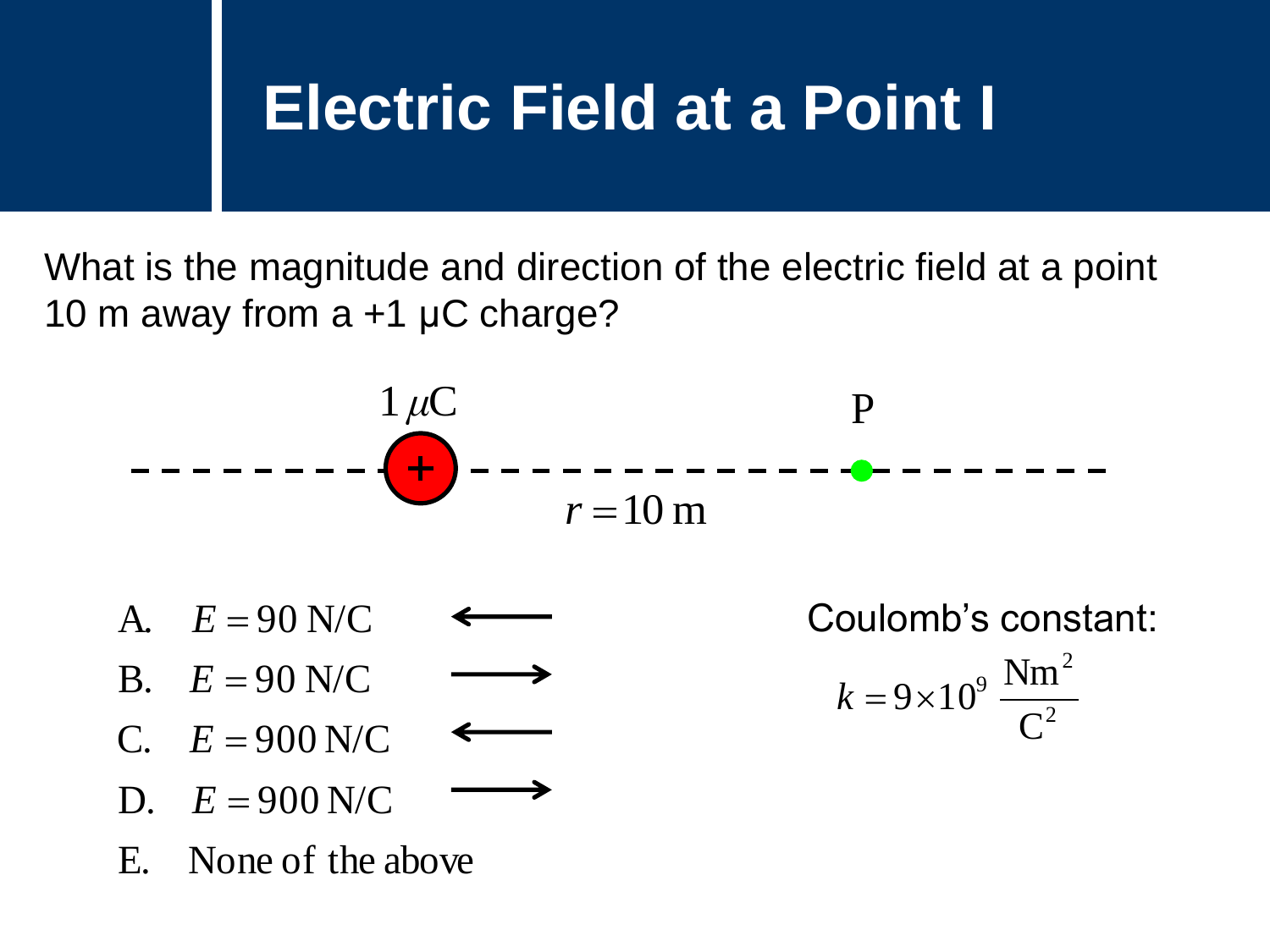# Electric Field at a Point I

What is the magnitude and direction of the electric field at a point 10 m away from a +1 μC charge?

$1\,\mu\text{C}$ &nbsp;&nbsp;&nbsp;&nbsp; P

$r = 10\text{ m}$

A. $E = 90\text{ N/C}$ ⟵

B. $E = 90\text{ N/C}$ ⟶

C. $E = 900\text{ N/C}$ ⟵

D. $E = 900\text{ N/C}$ ⟶

E. None of the above

Coulomb's constant:

$$k = 9 \times 10^9 \frac{\text{Nm}^2}{\text{C}^2}$$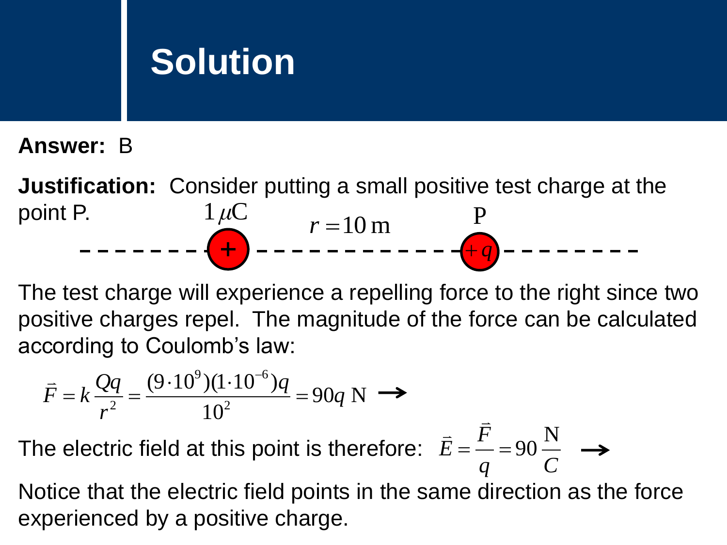# Solution

**Answer:** B

**Justification:** Consider putting a small positive test charge at the point P.

$1\,\mu\text{C}$ $\quad r = 10\,\text{m} \quad$ P

The test charge will experience a repelling force to the right since two positive charges repel. The magnitude of the force can be calculated according to Coulomb's law:

$$\vec{F} = k\frac{Qq}{r^2} = \frac{(9\cdot 10^9)(1\cdot 10^{-6})q}{10^2} = 90q\ \text{N} \ \longrightarrow$$

The electric field at this point is therefore: $\vec{E} = \frac{\vec{F}}{q} = 90\,\frac{\text{N}}{C} \ \longrightarrow$

Notice that the electric field points in the same direction as the force experienced by a positive charge.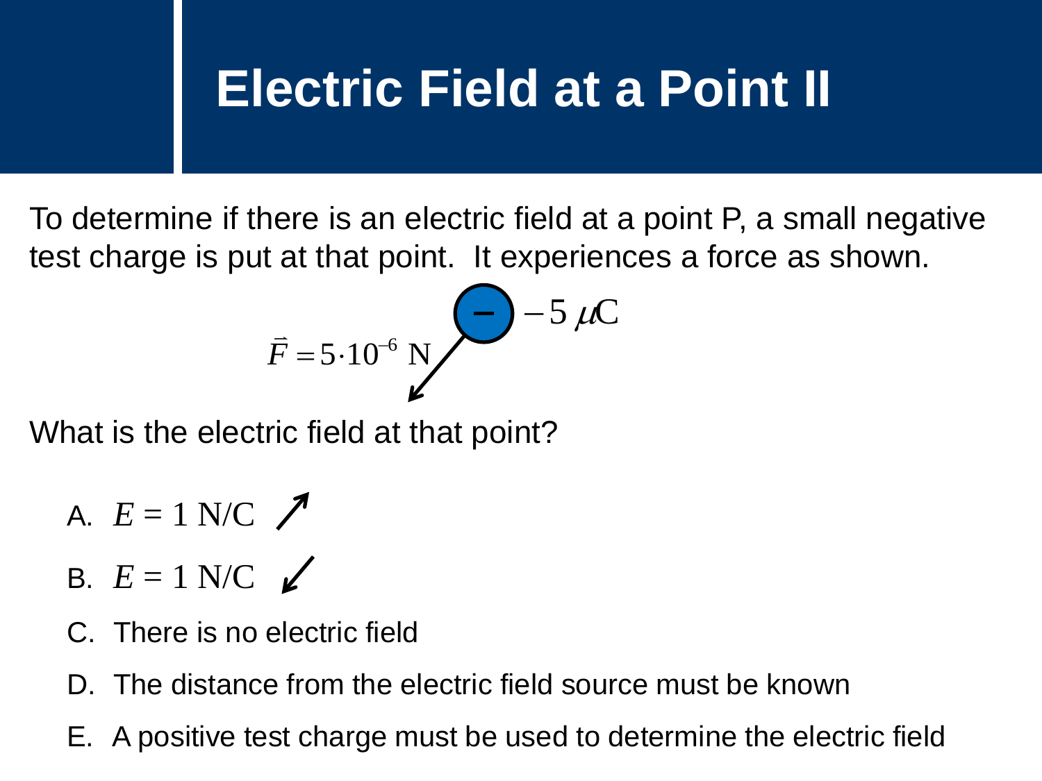# Electric Field at a Point II

To determine if there is an electric field at a point P, a small negative test charge is put at that point. It experiences a force as shown.

$\vec{F} = 5 \cdot 10^{-6}$ N ↙ $-5\ \mu\text{C}$

What is the electric field at that point?

A. $E = 1$ N/C ↗

B. $E = 1$ N/C ↙

C. There is no electric field

D. The distance from the electric field source must be known

E. A positive test charge must be used to determine the electric field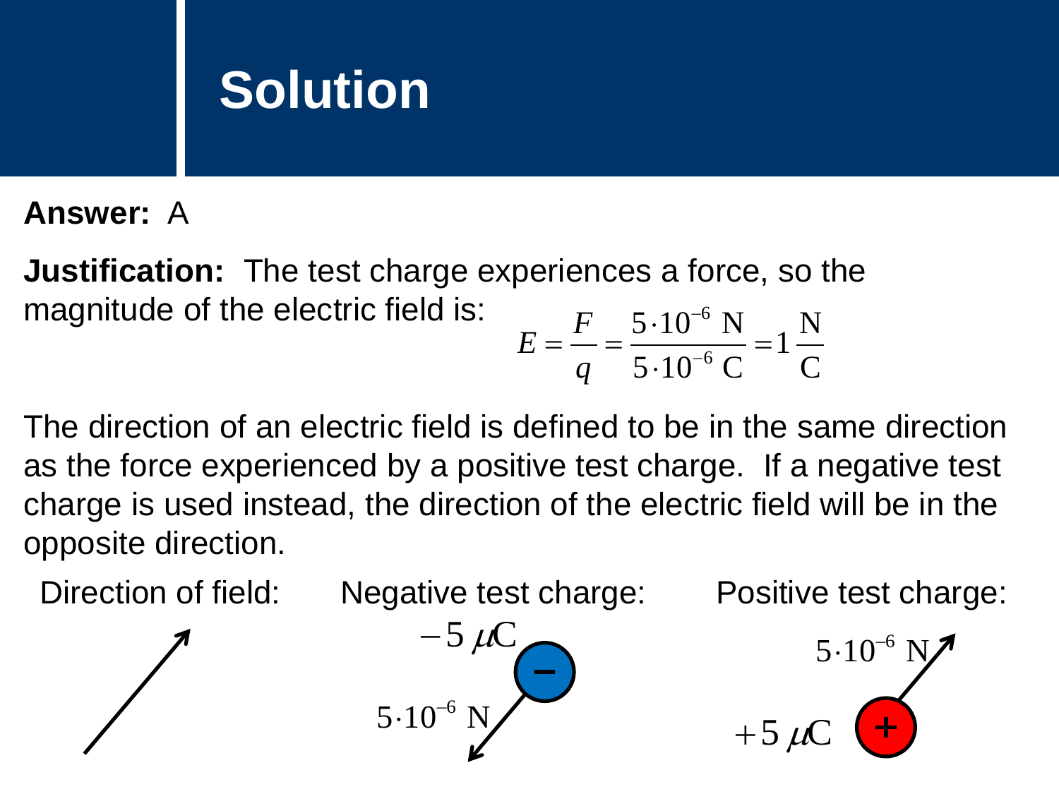# Solution

**Answer:** A

**Justification:** The test charge experiences a force, so the magnitude of the electric field is:

$$E = \frac{F}{q} = \frac{5 \cdot 10^{-6}\ \text{N}}{5 \cdot 10^{-6}\ \text{C}} = 1\,\frac{\text{N}}{\text{C}}$$

The direction of an electric field is defined to be in the same direction as the force experienced by a positive test charge. If a negative test charge is used instead, the direction of the electric field will be in the opposite direction.

Direction of field: Negative test charge: Positive test charge:

$-5\ \mu\text{C}$ $5 \cdot 10^{-6}\ \text{N}$

$5 \cdot 10^{-6}\ \text{N}$ $+5\ \mu\text{C}$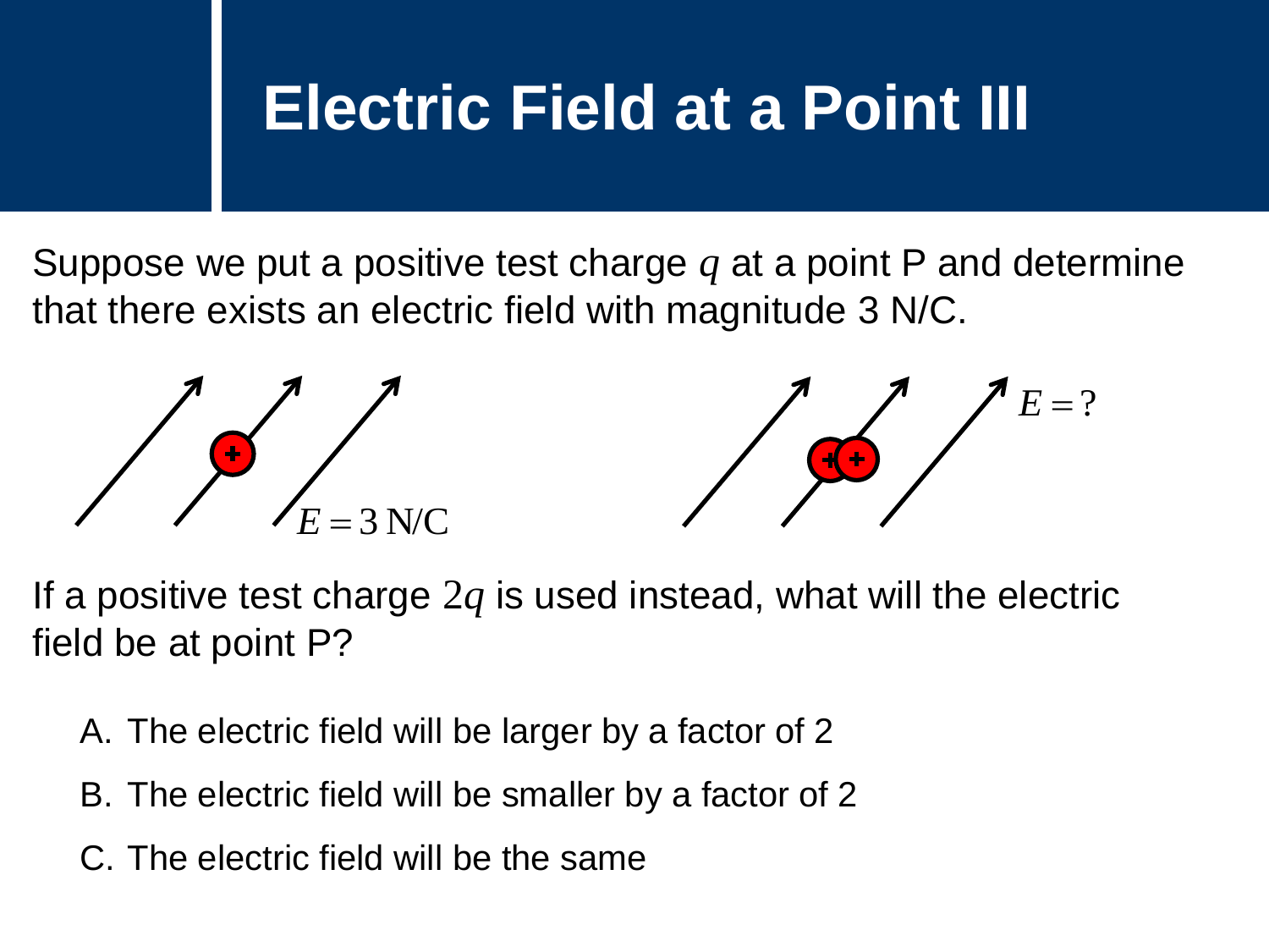# Electric Field at a Point III

Suppose we put a positive test charge $q$ at a point P and determine that there exists an electric field with magnitude 3 N/C.

$E = 3\ \text{N/C}$

$E = ?$

If a positive test charge $2q$ is used instead, what will the electric field be at point P?

A. The electric field will be larger by a factor of 2

B. The electric field will be smaller by a factor of 2

C. The electric field will be the same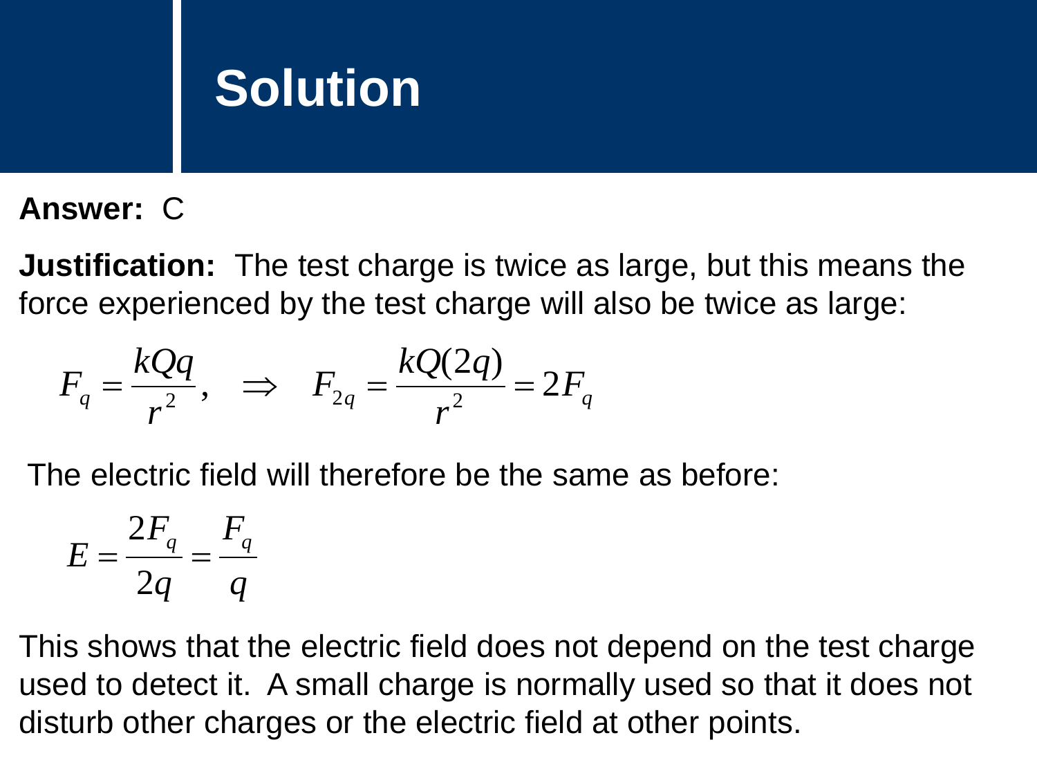# Solution

**Answer:** C

**Justification:** The test charge is twice as large, but this means the force experienced by the test charge will also be twice as large:

$$F_q = \frac{kQq}{r^2}, \quad \Rightarrow \quad F_{2q} = \frac{kQ(2q)}{r^2} = 2F_q$$

The electric field will therefore be the same as before:

$$E = \frac{2F_q}{2q} = \frac{F_q}{q}$$

This shows that the electric field does not depend on the test charge used to detect it. A small charge is normally used so that it does not disturb other charges or the electric field at other points.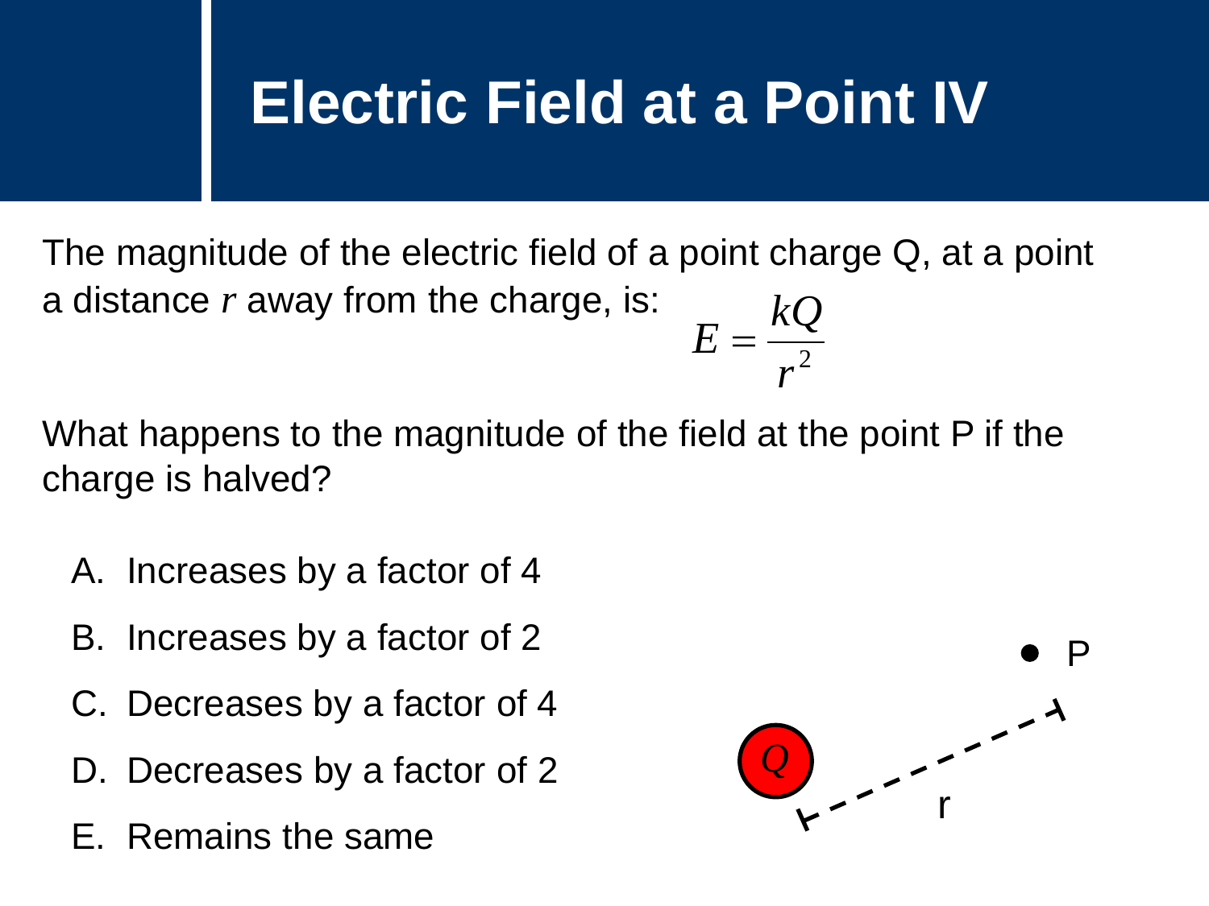# Electric Field at a Point IV

The magnitude of the electric field of a point charge Q, at a point a distance $r$ away from the charge, is:

$$E = \frac{kQ}{r^2}$$

What happens to the magnitude of the field at the point P if the charge is halved?

A. Increases by a factor of 4

B. Increases by a factor of 2

C. Decreases by a factor of 4

D. Decreases by a factor of 2

E. Remains the same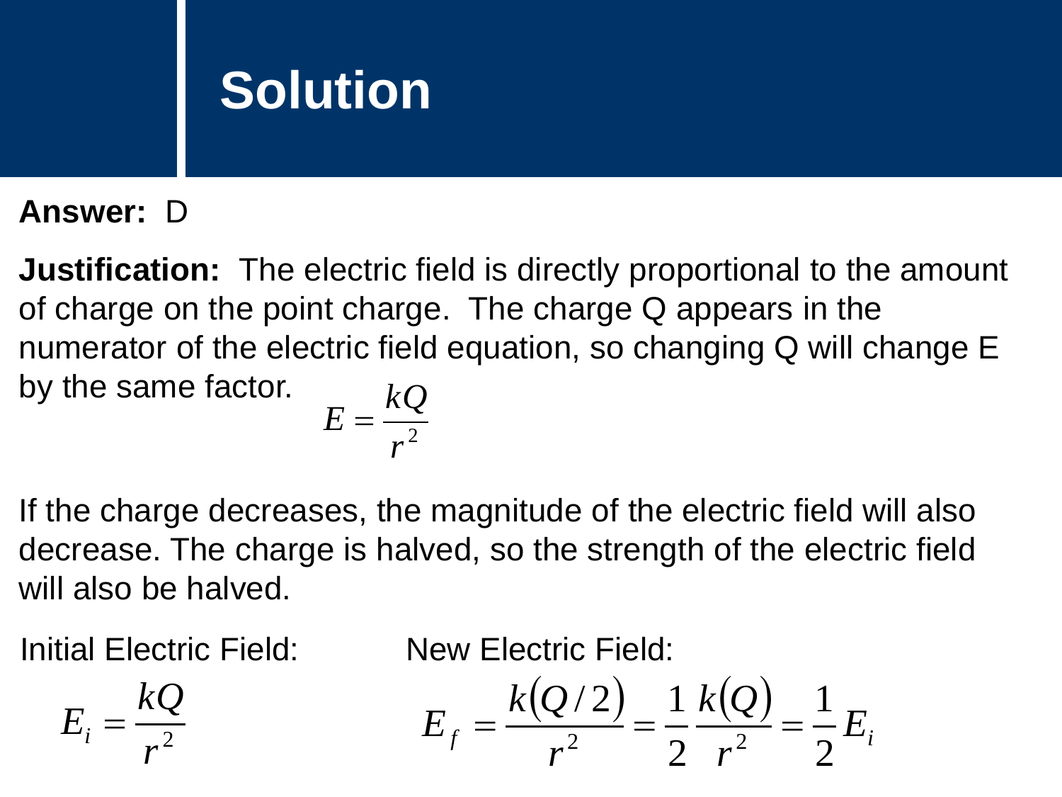# Solution

**Answer:** D

**Justification:** The electric field is directly proportional to the amount of charge on the point charge. The charge Q appears in the numerator of the electric field equation, so changing Q will change E by the same factor.

$$E = \frac{kQ}{r^2}$$

If the charge decreases, the magnitude of the electric field will also decrease. The charge is halved, so the strength of the electric field will also be halved.

Initial Electric Field:

$$E_i = \frac{kQ}{r^2}$$

New Electric Field:

$$E_f = \frac{k(Q/2)}{r^2} = \frac{1}{2}\frac{k(Q)}{r^2} = \frac{1}{2}E_i$$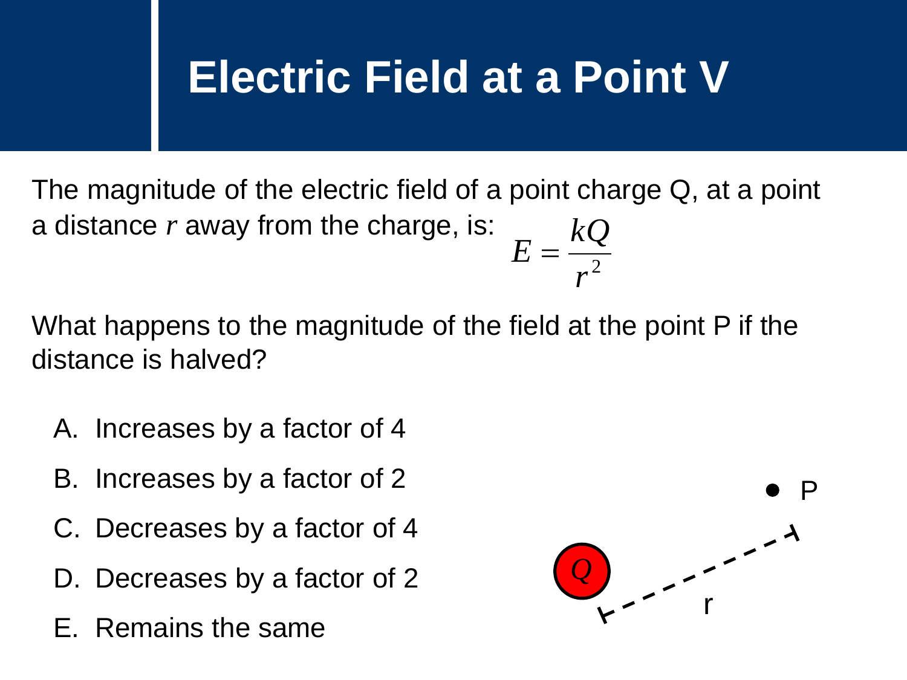# Electric Field at a Point V

The magnitude of the electric field of a point charge Q, at a point a distance $r$ away from the charge, is:

$$E = \frac{kQ}{r^2}$$

What happens to the magnitude of the field at the point P if the distance is halved?

A. Increases by a factor of 4

B. Increases by a factor of 2

C. Decreases by a factor of 4

D. Decreases by a factor of 2

E. Remains the same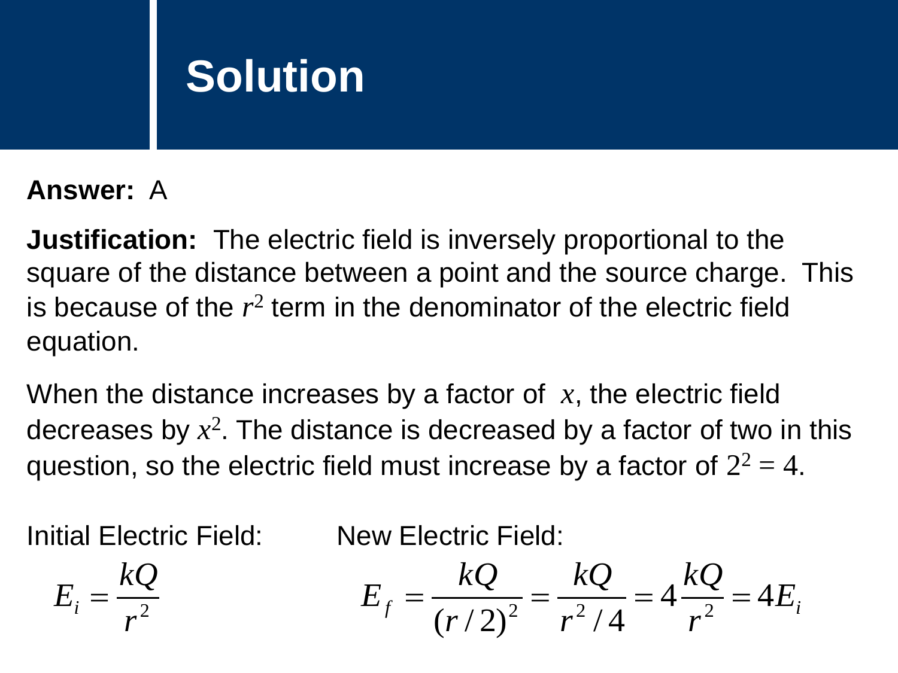# Solution

**Answer:** A

**Justification:** The electric field is inversely proportional to the square of the distance between a point and the source charge. This is because of the $r^2$ term in the denominator of the electric field equation.

When the distance increases by a factor of $x$, the electric field decreases by $x^2$. The distance is decreased by a factor of two in this question, so the electric field must increase by a factor of $2^2 = 4$.

Initial Electric Field:

$$E_i = \frac{kQ}{r^2}$$

New Electric Field:

$$E_f = \frac{kQ}{(r/2)^2} = \frac{kQ}{r^2/4} = 4\frac{kQ}{r^2} = 4E_i$$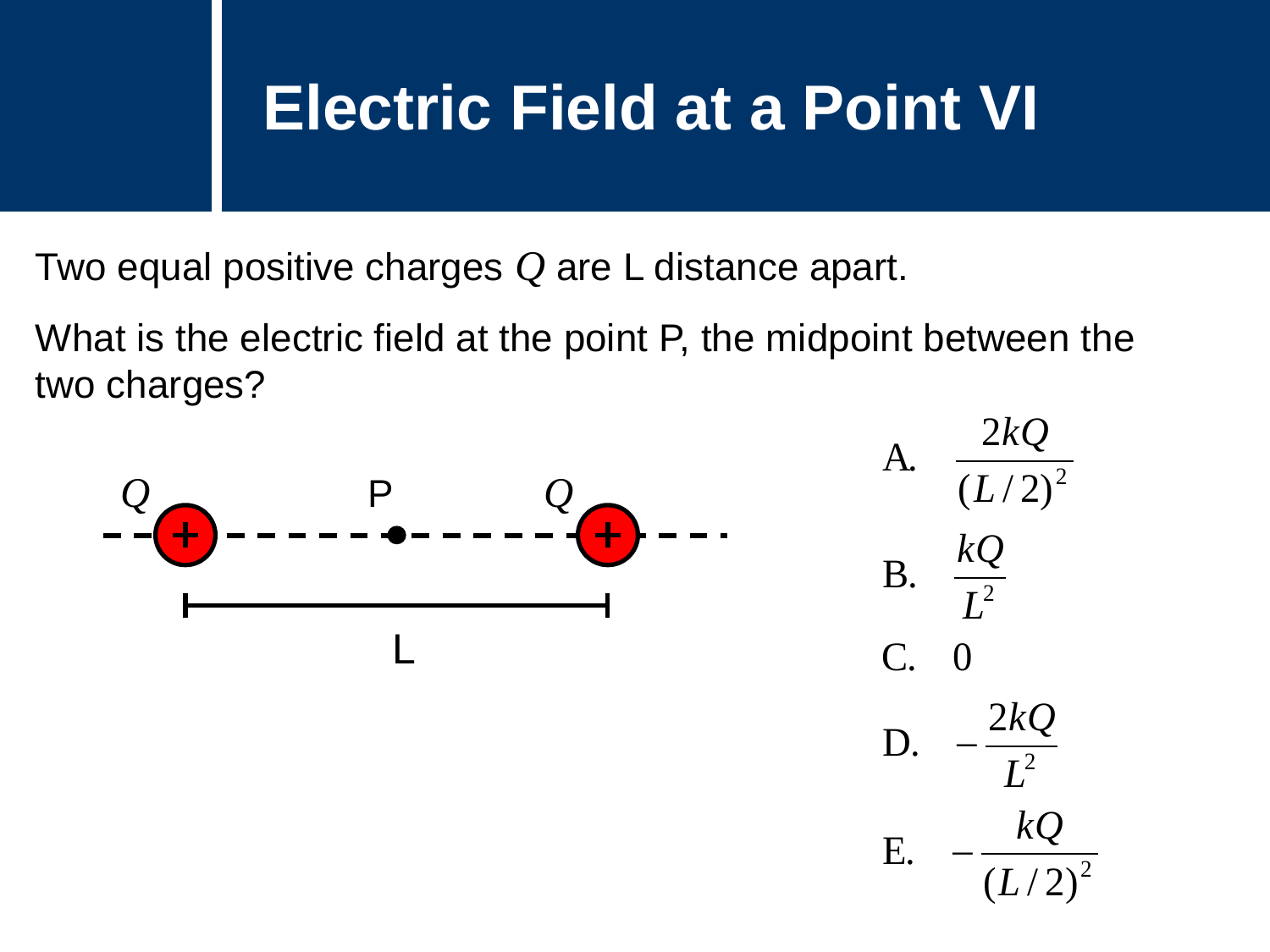# Electric Field at a Point VI

Two equal positive charges $Q$ are L distance apart.

What is the electric field at the point P, the midpoint between the two charges?

A. $\dfrac{2kQ}{(L/2)^2}$

B. $\dfrac{kQ}{L^2}$

C. $0$

D. $-\dfrac{2kQ}{L^2}$

E. $-\dfrac{kQ}{(L/2)^2}$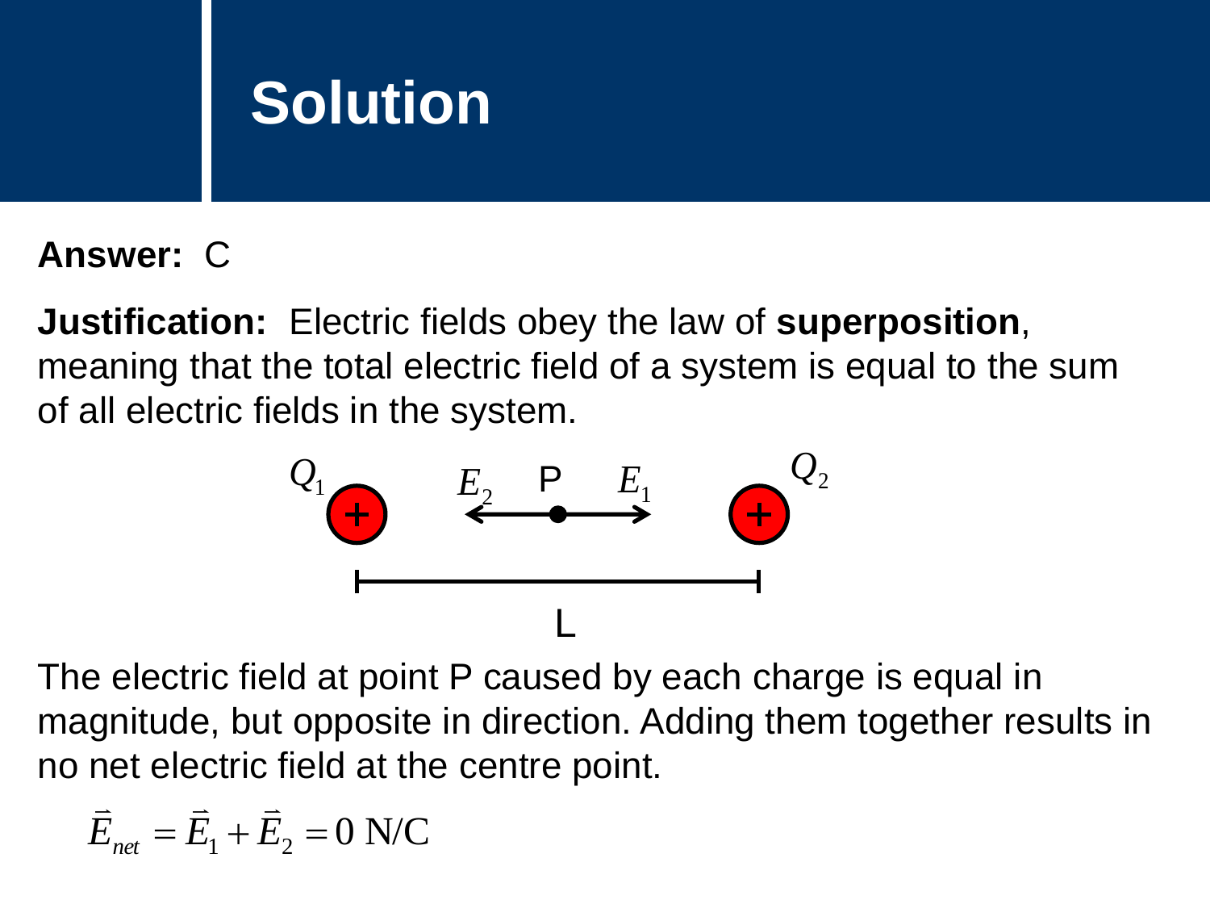# Solution

**Answer:** C

**Justification:** Electric fields obey the law of **superposition**, meaning that the total electric field of a system is equal to the sum of all electric fields in the system.

$Q_1$ $E_2$ P $E_1$ $Q_2$

L

The electric field at point P caused by each charge is equal in magnitude, but opposite in direction. Adding them together results in no net electric field at the centre point.

$$\vec{E}_{net} = \vec{E}_1 + \vec{E}_2 = 0 \text{ N/C}$$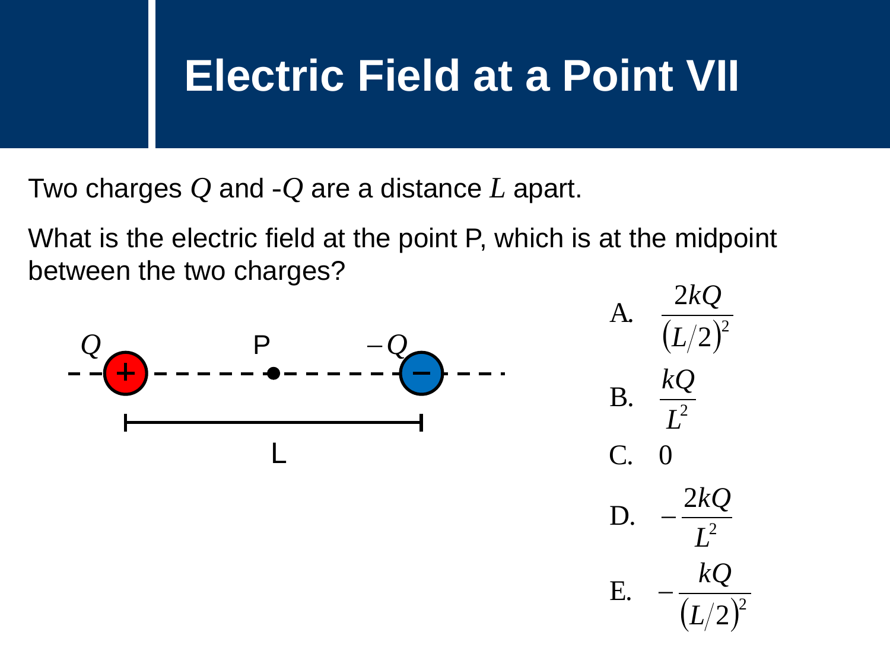# Electric Field at a Point VII

Two charges $Q$ and -$Q$ are a distance $L$ apart.

What is the electric field at the point P, which is at the midpoint between the two charges?

A. $\frac{2kQ}{(L/2)^2}$

B. $\frac{kQ}{L^2}$

C. $0$

D. $-\frac{2kQ}{L^2}$

E. $-\frac{kQ}{(L/2)^2}$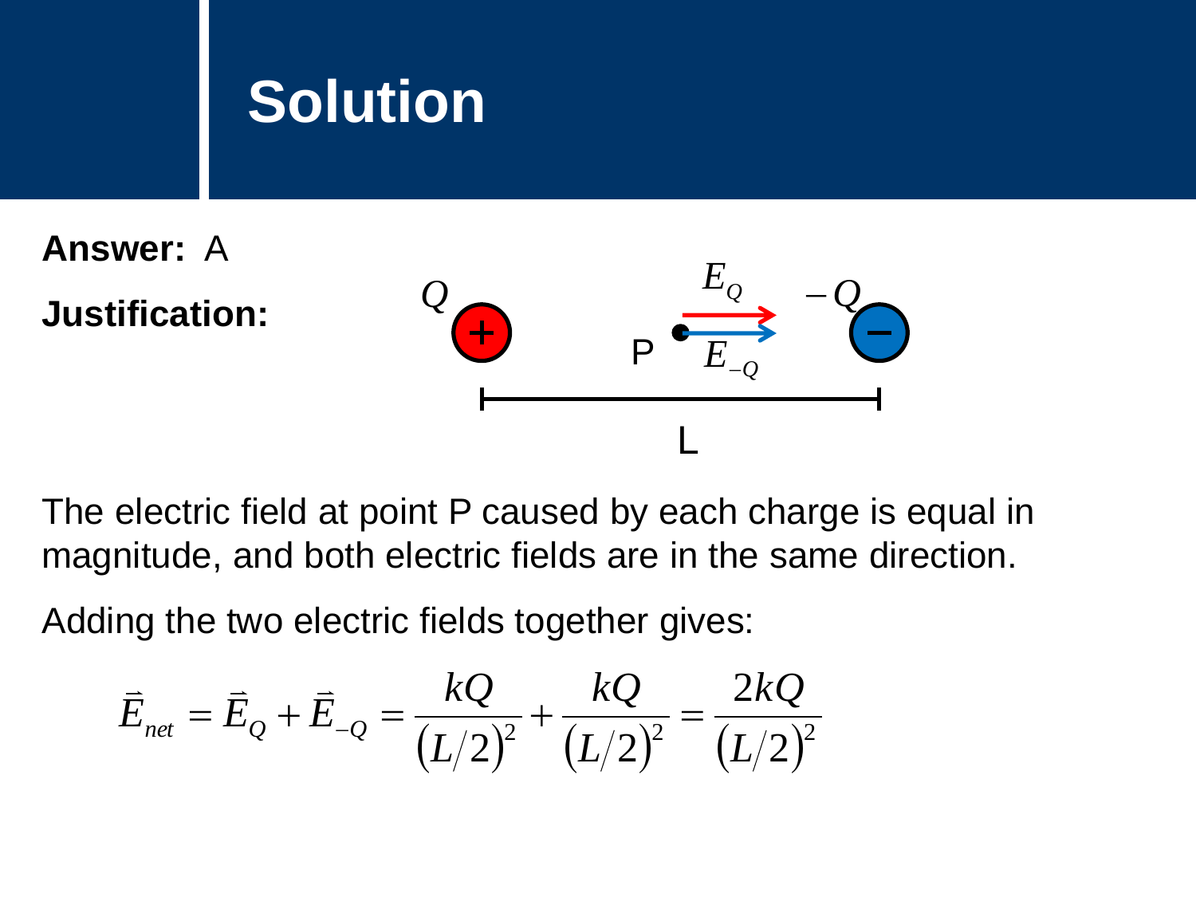# Solution

**Answer:** A

**Justification:**

The electric field at point P caused by each charge is equal in magnitude, and both electric fields are in the same direction.

Adding the two electric fields together gives:

$$\vec{E}_{net} = \vec{E}_Q + \vec{E}_{-Q} = \frac{kQ}{(L/2)^2} + \frac{kQ}{(L/2)^2} = \frac{2kQ}{(L/2)^2}$$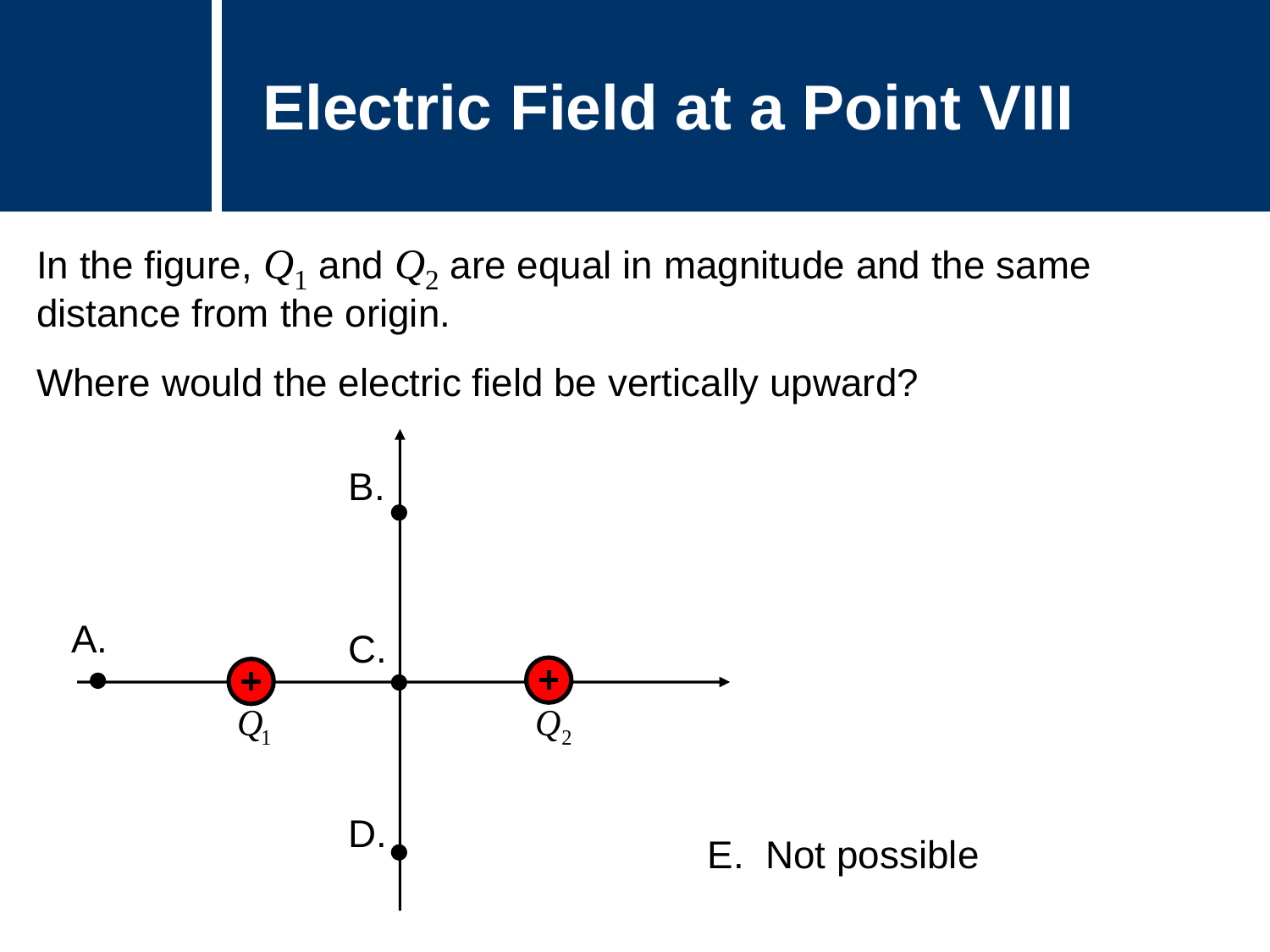# Electric Field at a Point VIII

In the figure, $Q_1$ and $Q_2$ are equal in magnitude and the same distance from the origin.

Where would the electric field be vertically upward?

A.

B.

C.

D.

E. Not possible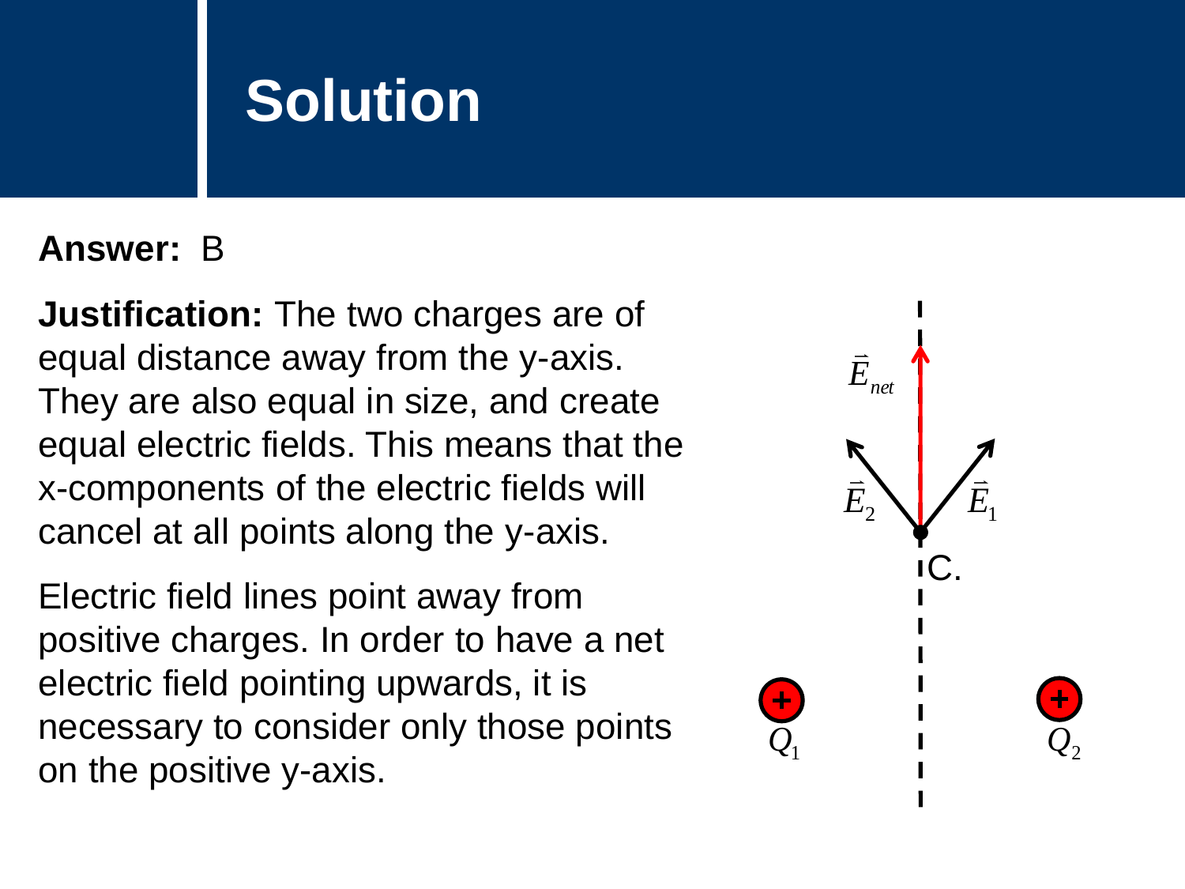# Solution

**Answer:** B

**Justification:** The two charges are of equal distance away from the y-axis. They are also equal in size, and create equal electric fields. This means that the x-components of the electric fields will cancel at all points along the y-axis.

Electric field lines point away from positive charges. In order to have a net electric field pointing upwards, it is necessary to consider only those points on the positive y-axis.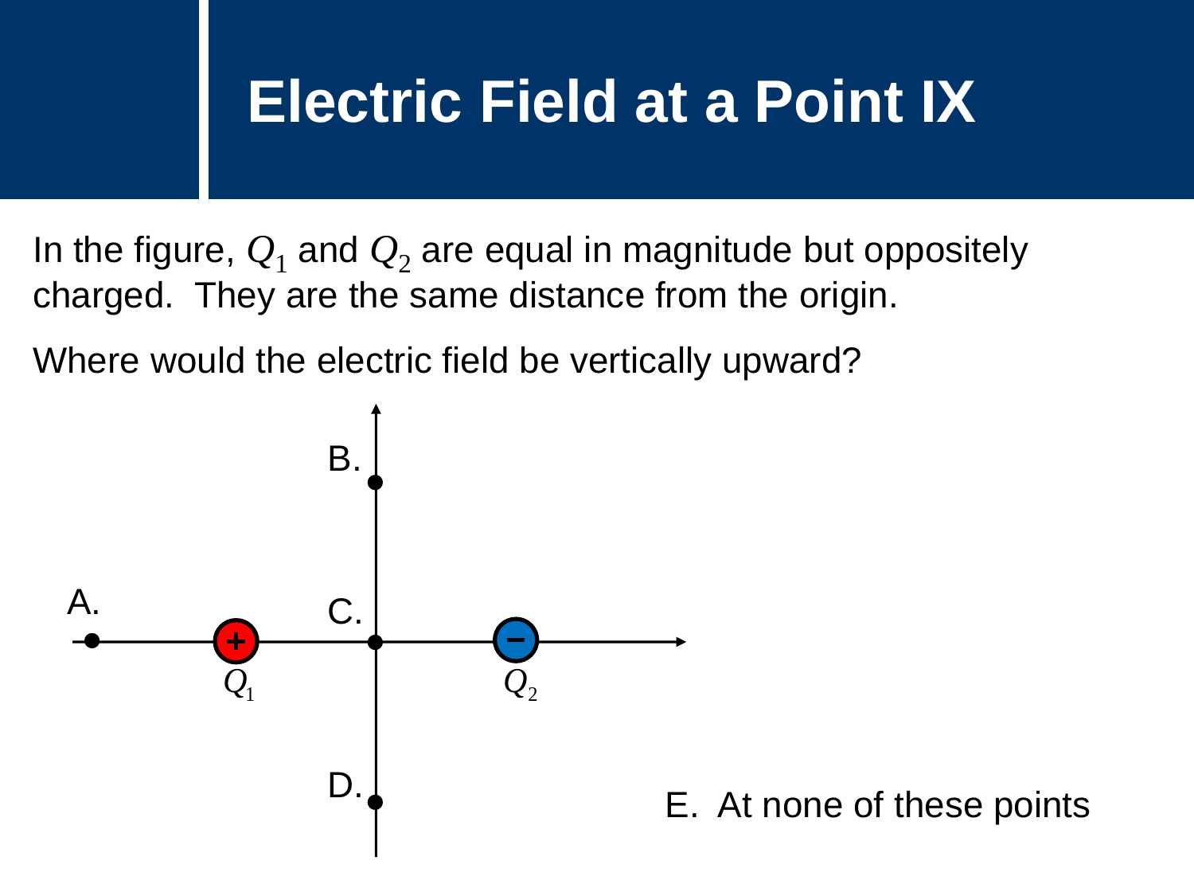# Electric Field at a Point IX

In the figure, $Q_1$ and $Q_2$ are equal in magnitude but oppositely charged. They are the same distance from the origin.

Where would the electric field be vertically upward?

A.

B.

C.

D.

$Q_1$

$Q_2$

E. At none of these points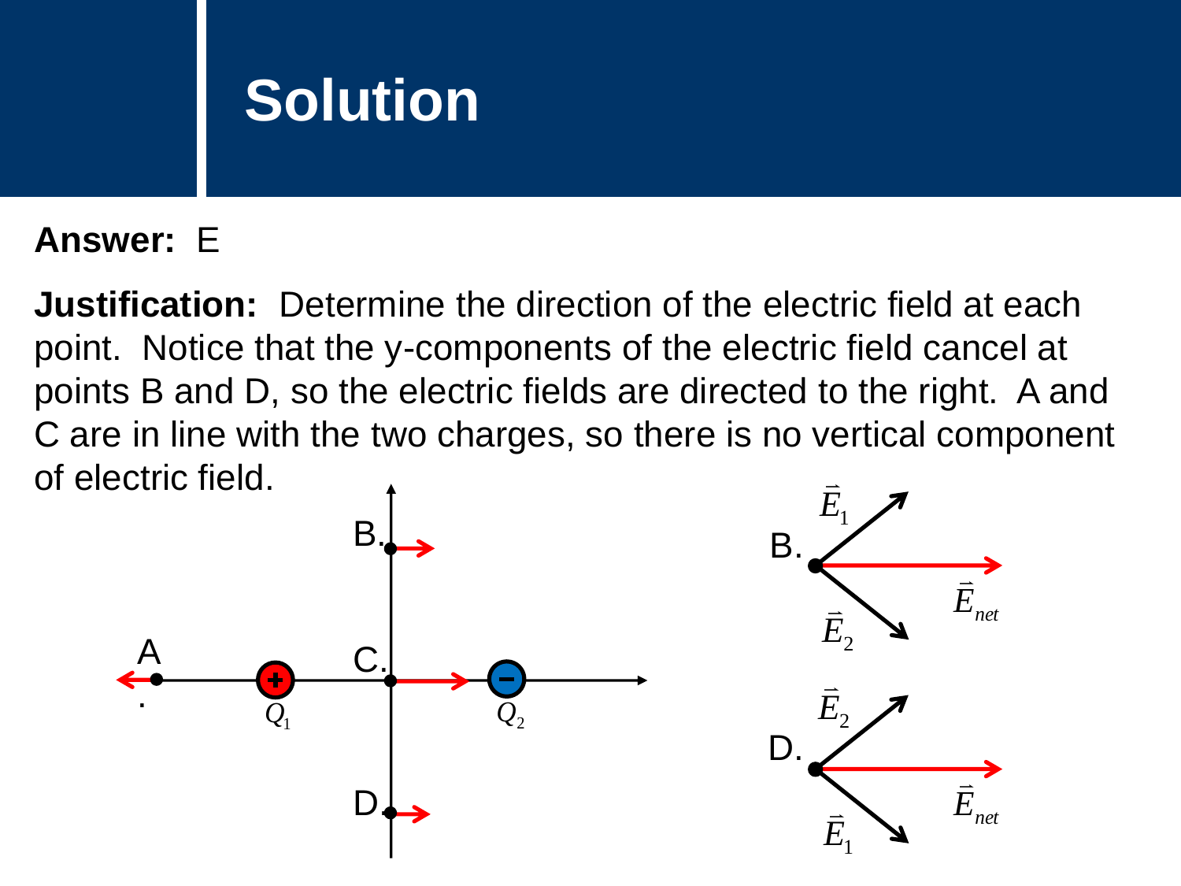# Solution

**Answer:** E

**Justification:** Determine the direction of the electric field at each point. Notice that the y-components of the electric field cancel at points B and D, so the electric fields are directed to the right. A and C are in line with the two charges, so there is no vertical component of electric field.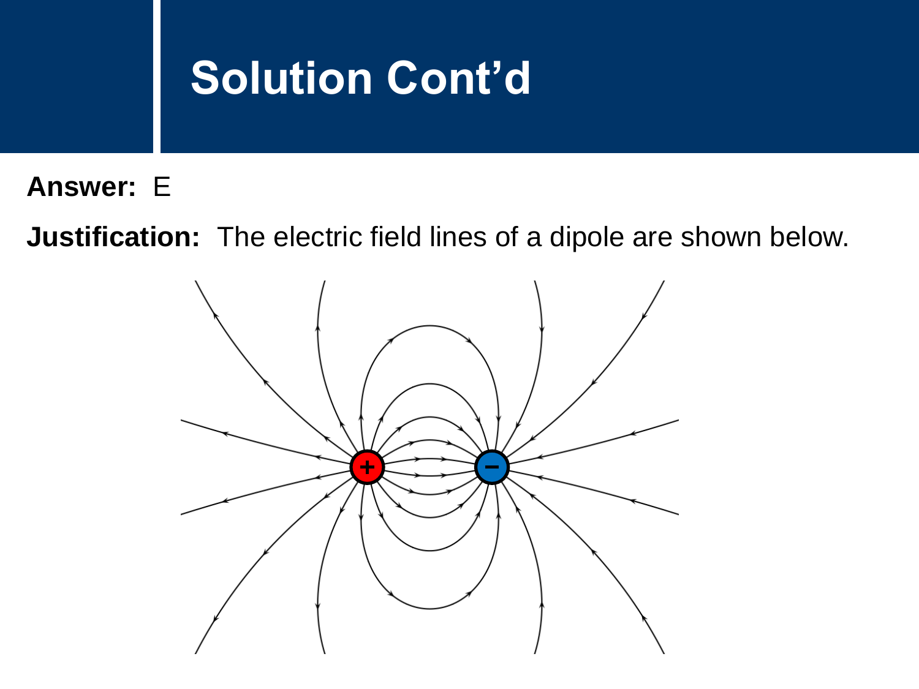# Solution Cont'd

**Answer:** E

**Justification:** The electric field lines of a dipole are shown below.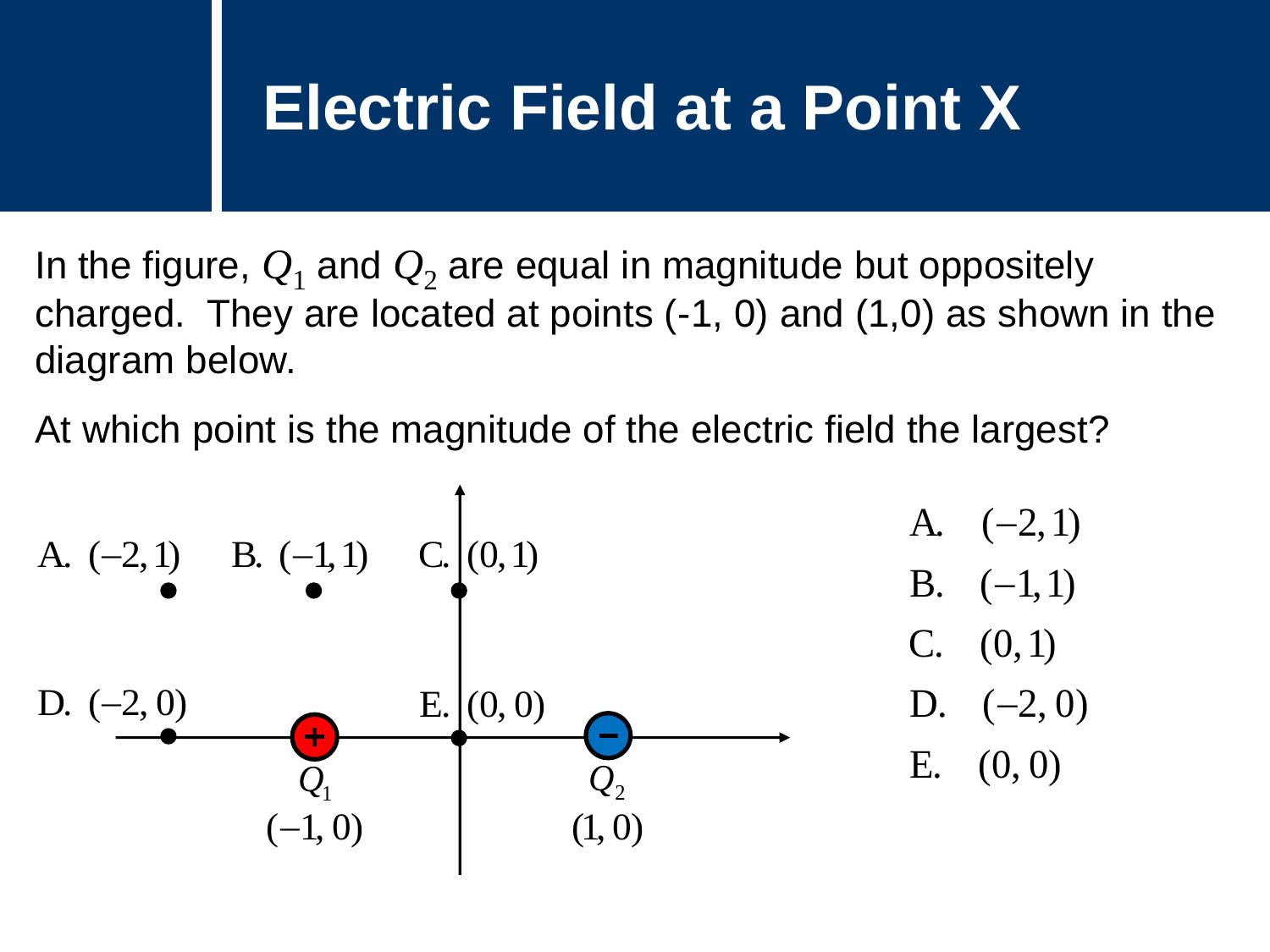# Electric Field at a Point X

In the figure, $Q_1$ and $Q_2$ are equal in magnitude but oppositely charged. They are located at points (-1, 0) and (1,0) as shown in the diagram below.

At which point is the magnitude of the electric field the largest?

A. $(-2, 1)$ B. $(-1, 1)$ C. $(0, 1)$

D. $(-2, 0)$ E. $(0, 0)$

$Q_1$ $(-1, 0)$ $Q_2$ $(1, 0)$

A. $(-2, 1)$
B. $(-1, 1)$
C. $(0, 1)$
D. $(-2, 0)$
E. $(0, 0)$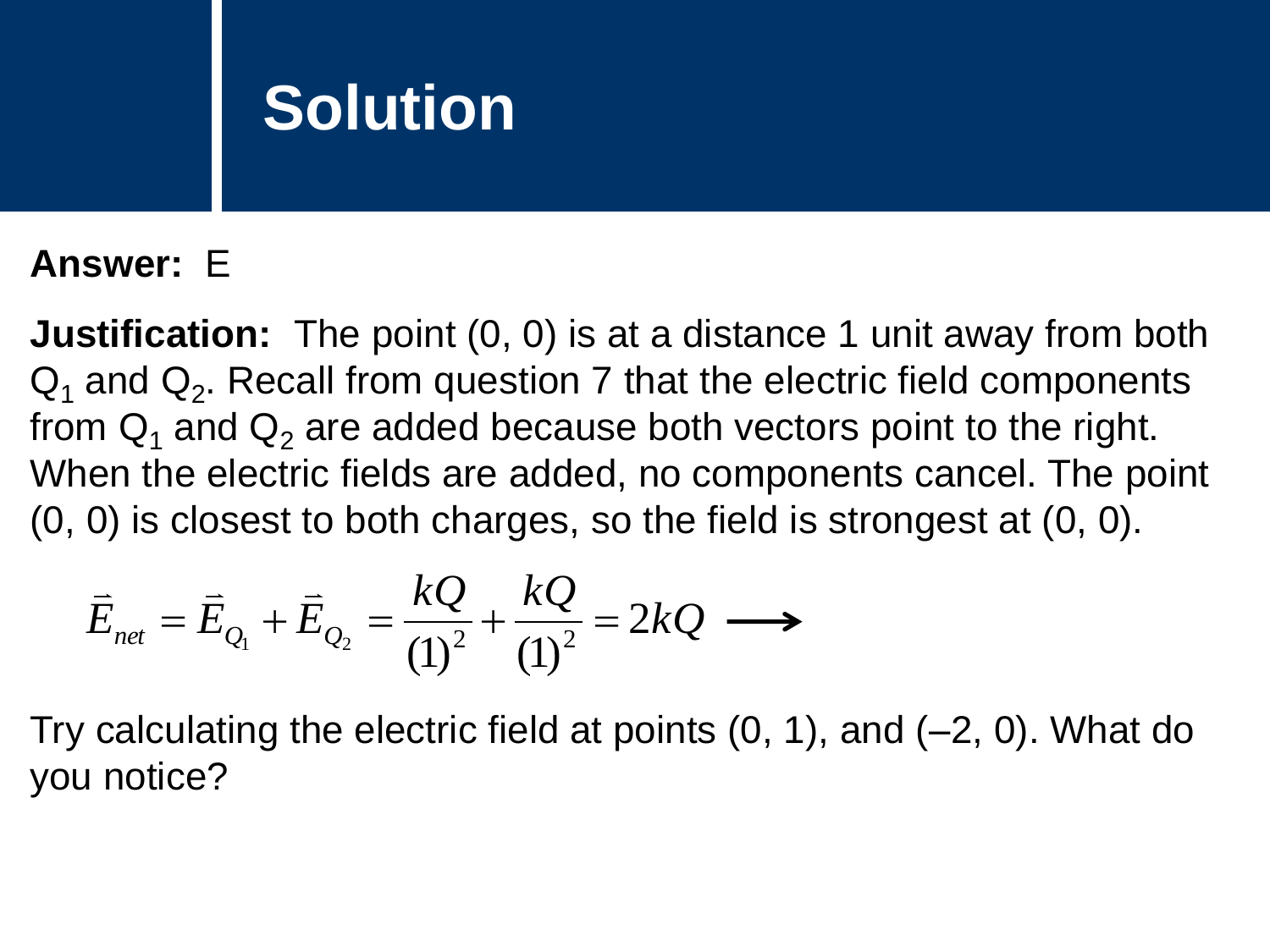# Solution

**Answer:** E

**Justification:** The point (0, 0) is at a distance 1 unit away from both $Q_1$ and $Q_2$. Recall from question 7 that the electric field components from $Q_1$ and $Q_2$ are added because both vectors point to the right. When the electric fields are added, no components cancel. The point (0, 0) is closest to both charges, so the field is strongest at (0, 0).

$$\vec{E}_{net} = \vec{E}_{Q_1} + \vec{E}_{Q_2} = \frac{kQ}{(1)^2} + \frac{kQ}{(1)^2} = 2kQ \longrightarrow$$

Try calculating the electric field at points (0, 1), and (–2, 0). What do you notice?